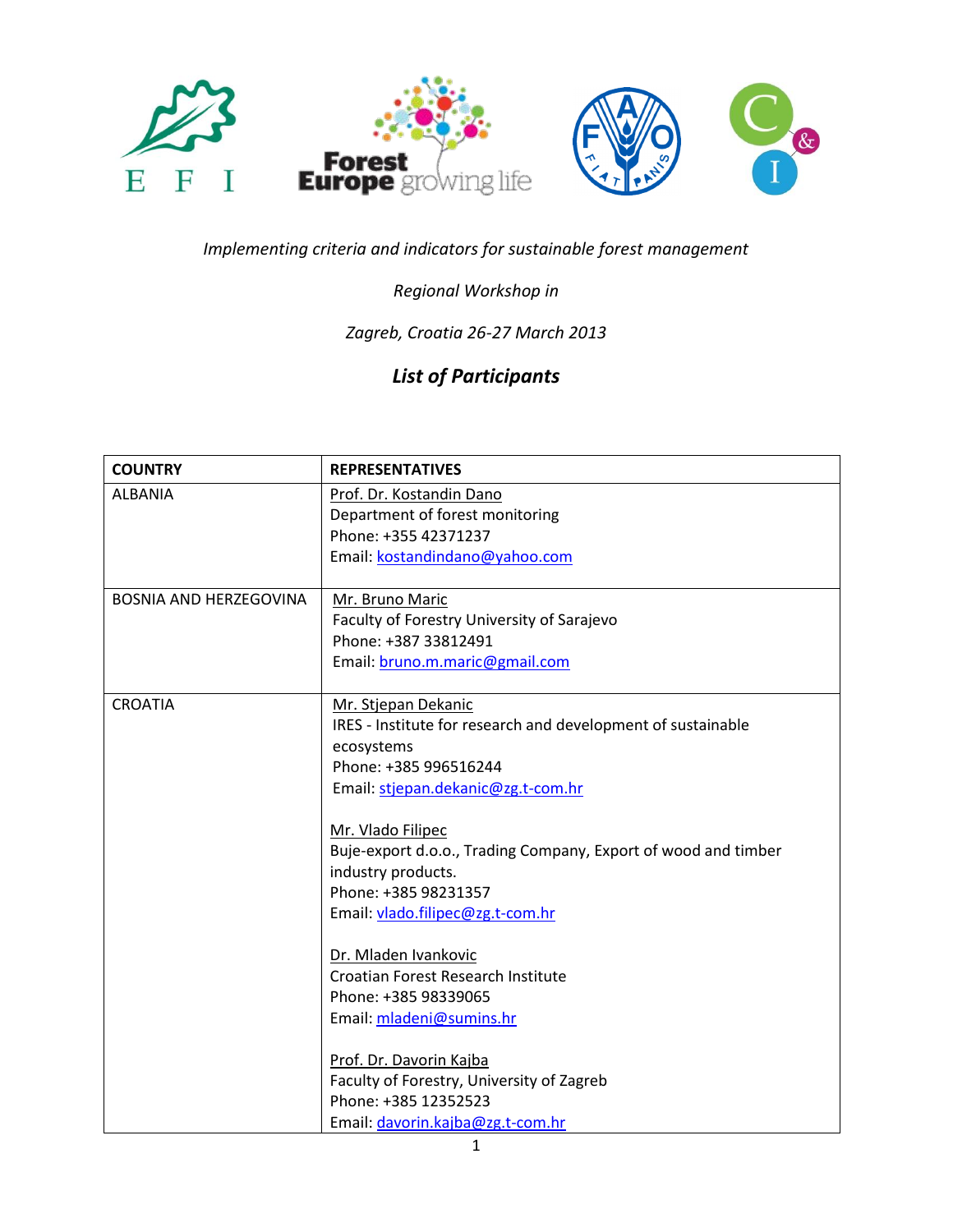*Implementing criteria and indicators for sustainable forest management*

*Regional Workshop in*

*Zagreb, Croatia 26-27 March 2013*

## *List of Participants*

| COUNTRY | REPRESENTATIVES |
|---|---|
| ALBANIA | Prof. Dr. Kostandin Dano<br>Department of forest monitoring<br>Phone: +355 42371237<br>Email: kostandindano@yahoo.com |
| BOSNIA AND HERZEGOVINA | Mr. Bruno Maric<br>Faculty of Forestry University of Sarajevo<br>Phone: +387 33812491<br>Email: bruno.m.maric@gmail.com |
| CROATIA | Mr. Stjepan Dekanic<br>IRES - Institute for research and development of sustainable ecosystems<br>Phone: +385 996516244<br>Email: stjepan.dekanic@zg.t-com.hr<br><br>Mr. Vlado Filipec<br>Buje-export d.o.o., Trading Company, Export of wood and timber industry products.<br>Phone: +385 98231357<br>Email: vlado.filipec@zg.t-com.hr<br><br>Dr. Mladen Ivankovic<br>Croatian Forest Research Institute<br>Phone: +385 98339065<br>Email: mladeni@sumins.hr<br><br>Prof. Dr. Davorin Kajba<br>Faculty of Forestry, University of Zagreb<br>Phone: +385 12352523<br>Email: davorin.kajba@zg.t-com.hr |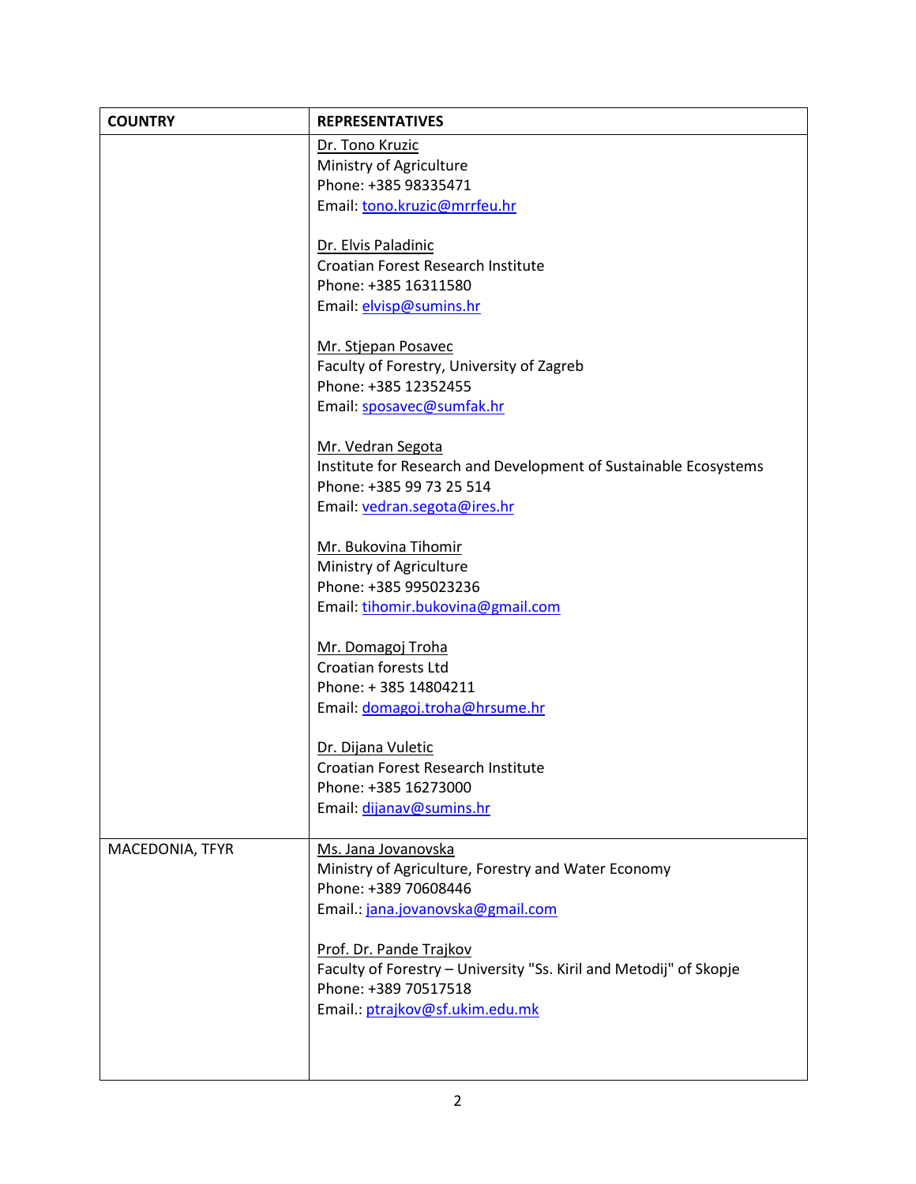| COUNTRY | REPRESENTATIVES |
| --- | --- |
| | Dr. Tono Kruzic<br>Ministry of Agriculture<br>Phone: +385 98335471<br>Email: tono.kruzic@mrrfeu.hr<br><br>Dr. Elvis Paladinic<br>Croatian Forest Research Institute<br>Phone: +385 16311580<br>Email: elvisp@sumins.hr<br><br>Mr. Stjepan Posavec<br>Faculty of Forestry, University of Zagreb<br>Phone: +385 12352455<br>Email: sposavec@sumfak.hr<br><br>Mr. Vedran Segota<br>Institute for Research and Development of Sustainable Ecosystems<br>Phone: +385 99 73 25 514<br>Email: vedran.segota@ires.hr<br><br>Mr. Bukovina Tihomir<br>Ministry of Agriculture<br>Phone: +385 995023236<br>Email: tihomir.bukovina@gmail.com<br><br>Mr. Domagoj Troha<br>Croatian forests Ltd<br>Phone: + 385 14804211<br>Email: domagoj.troha@hrsume.hr<br><br>Dr. Dijana Vuletic<br>Croatian Forest Research Institute<br>Phone: +385 16273000<br>Email: dijanav@sumins.hr |
| MACEDONIA, TFYR | Ms. Jana Jovanovska<br>Ministry of Agriculture, Forestry and Water Economy<br>Phone: +389 70608446<br>Email.: jana.jovanovska@gmail.com<br><br>Prof. Dr. Pande Trajkov<br>Faculty of Forestry – University "Ss. Kiril and Metodij" of Skopje<br>Phone: +389 70517518<br>Email.: ptrajkov@sf.ukim.edu.mk |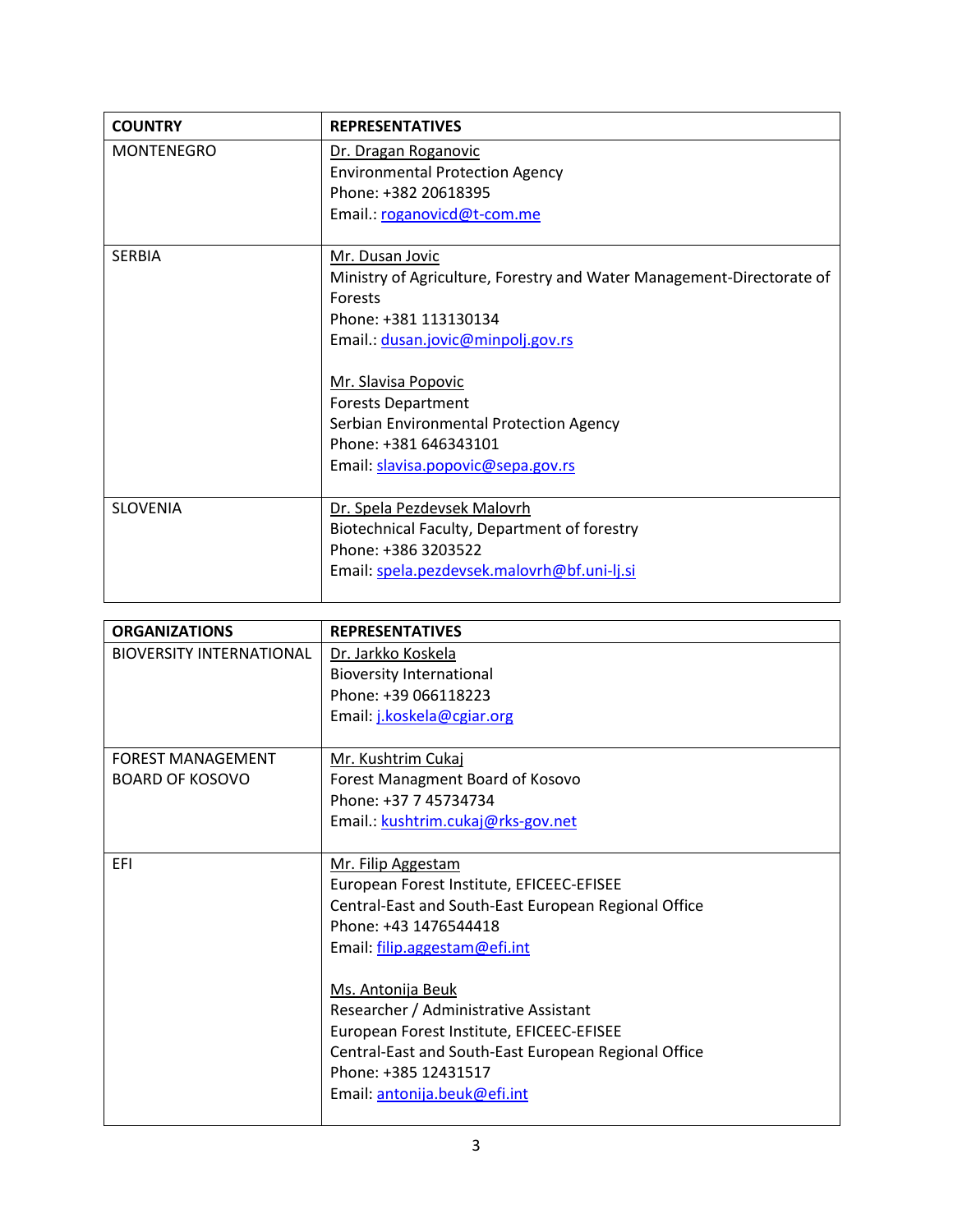| COUNTRY | REPRESENTATIVES |
|---|---|
| MONTENEGRO | Dr. Dragan Roganovic<br>Environmental Protection Agency<br>Phone: +382 20618395<br>Email.: roganovicd@t-com.me |
| SERBIA | Mr. Dusan Jovic<br>Ministry of Agriculture, Forestry and Water Management-Directorate of Forests<br>Phone: +381 113130134<br>Email.: dusan.jovic@minpolj.gov.rs<br><br>Mr. Slavisa Popovic<br>Forests Department<br>Serbian Environmental Protection Agency<br>Phone: +381 646343101<br>Email: slavisa.popovic@sepa.gov.rs |
| SLOVENIA | Dr. Spela Pezdevsek Malovrh<br>Biotechnical Faculty, Department of forestry<br>Phone: +386 3203522<br>Email: spela.pezdevsek.malovrh@bf.uni-lj.si |

| ORGANIZATIONS | REPRESENTATIVES |
|---|---|
| BIOVERSITY INTERNATIONAL | Dr. Jarkko Koskela<br>Bioversity International<br>Phone: +39 066118223<br>Email: j.koskela@cgiar.org |
| FOREST MANAGEMENT BOARD OF KOSOVO | Mr. Kushtrim Cukaj<br>Forest Managment Board of Kosovo<br>Phone: +37 7 45734734<br>Email.: kushtrim.cukaj@rks-gov.net |
| EFI | Mr. Filip Aggestam<br>European Forest Institute, EFICEEC-EFISEE<br>Central-East and South-East European Regional Office<br>Phone: +43 1476544418<br>Email: filip.aggestam@efi.int<br><br>Ms. Antonija Beuk<br>Researcher / Administrative Assistant<br>European Forest Institute, EFICEEC-EFISEE<br>Central-East and South-East European Regional Office<br>Phone: +385 12431517<br>Email: antonija.beuk@efi.int |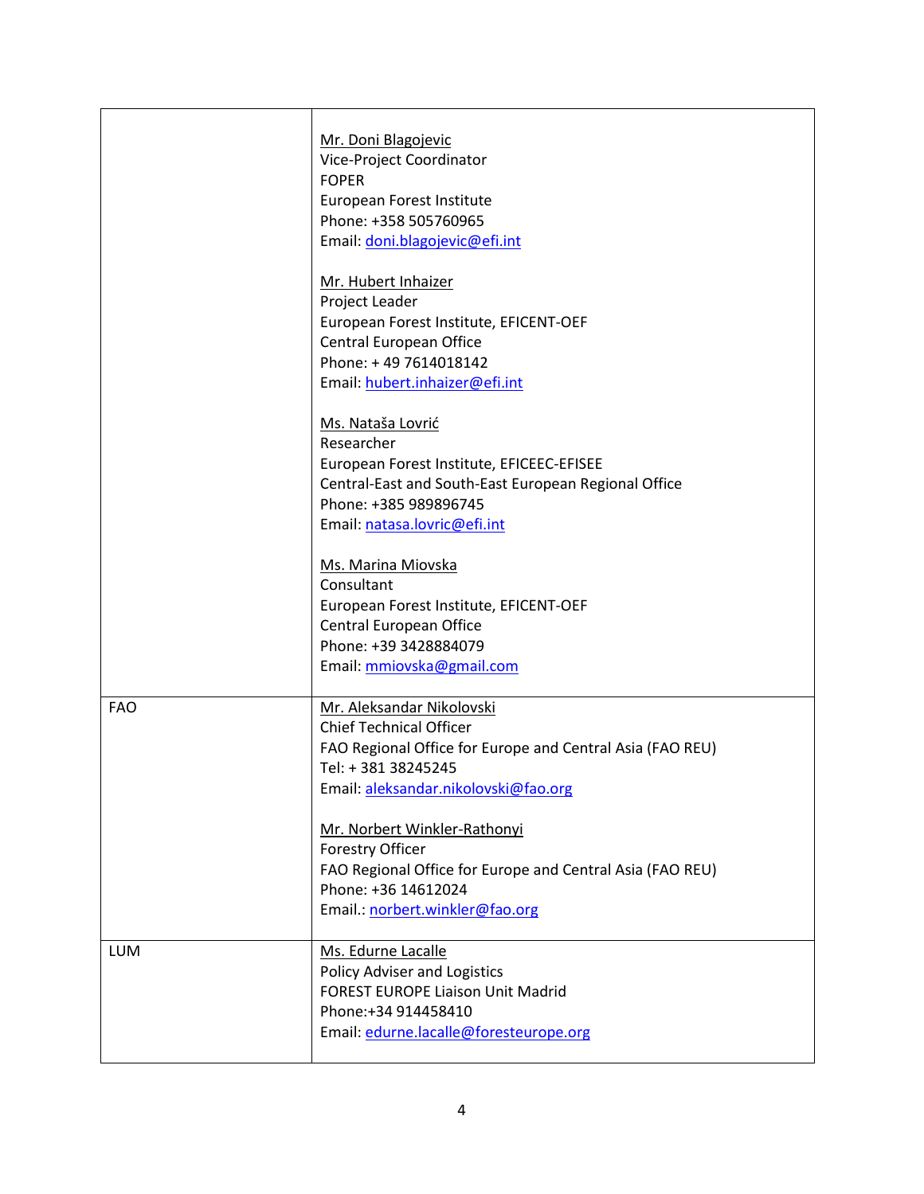| | |
|---|---|
| | Mr. Doni Blagojevic<br>Vice-Project Coordinator<br>FOPER<br>European Forest Institute<br>Phone: +358 505760965<br>Email: doni.blagojevic@efi.int<br><br>Mr. Hubert Inhaizer<br>Project Leader<br>European Forest Institute, EFICENT-OEF<br>Central European Office<br>Phone: + 49 7614018142<br>Email: hubert.inhaizer@efi.int<br><br>Ms. Nataša Lovrić<br>Researcher<br>European Forest Institute, EFICEEC-EFISEE<br>Central-East and South-East European Regional Office<br>Phone: +385 989896745<br>Email: natasa.lovric@efi.int<br><br>Ms. Marina Miovska<br>Consultant<br>European Forest Institute, EFICENT-OEF<br>Central European Office<br>Phone: +39 3428884079<br>Email: mmiovska@gmail.com |
| FAO | Mr. Aleksandar Nikolovski<br>Chief Technical Officer<br>FAO Regional Office for Europe and Central Asia (FAO REU)<br>Tel: + 381 38245245<br>Email: aleksandar.nikolovski@fao.org<br><br>Mr. Norbert Winkler-Rathonyi<br>Forestry Officer<br>FAO Regional Office for Europe and Central Asia (FAO REU)<br>Phone: +36 14612024<br>Email.: norbert.winkler@fao.org |
| LUM | Ms. Edurne Lacalle<br>Policy Adviser and Logistics<br>FOREST EUROPE Liaison Unit Madrid<br>Phone:+34 914458410<br>Email: edurne.lacalle@foresteurope.org |